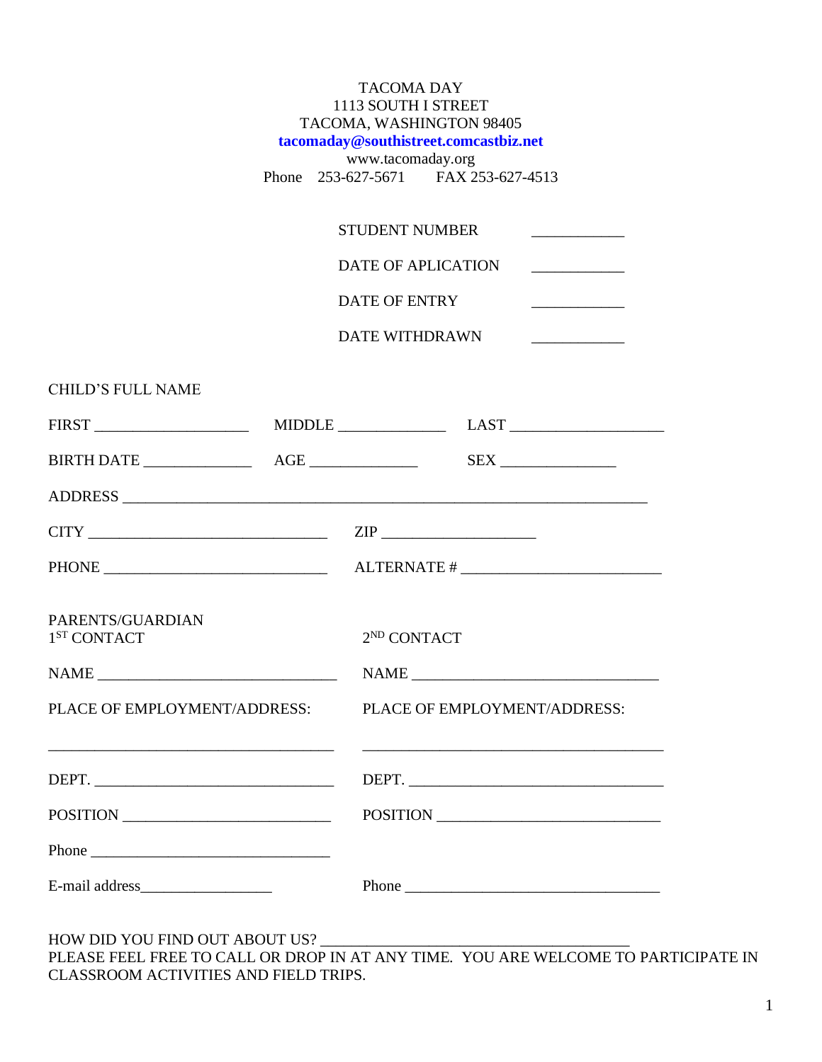TACOMA DAY
1113 SOUTH I STREET
TACOMA, WASHINGTON 98405
**tacomaday@southistreet.comcastbiz.net**
www.tacomaday.org
Phone 253-627-5671 FAX 253-627-4513

STUDENT NUMBER ____________

DATE OF APLICATION ____________

DATE OF ENTRY ____________

DATE WITHDRAWN ____________

CHILD'S FULL NAME

FIRST ___________________ MIDDLE _____________ LAST ___________________

BIRTH DATE _____________ AGE _____________ SEX ______________

ADDRESS __________________________________________________________________

CITY _______________________________ ZIP ___________________

PHONE ____________________________ ALTERNATE # _________________________

PARENTS/GUARDIAN

1ST CONTACT

NAME _______________________________

PLACE OF EMPLOYMENT/ADDRESS:

_____________________________________

DEPT. _______________________________

POSITION ___________________________

Phone _______________________________

E-mail address_________________

2ND CONTACT

NAME ________________________________

PLACE OF EMPLOYMENT/ADDRESS:

_______________________________________

DEPT. _________________________________

POSITION ____________________________

Phone _________________________________

HOW DID YOU FIND OUT ABOUT US? ________________________________________

PLEASE FEEL FREE TO CALL OR DROP IN AT ANY TIME. YOU ARE WELCOME TO PARTICIPATE IN CLASSROOM ACTIVITIES AND FIELD TRIPS.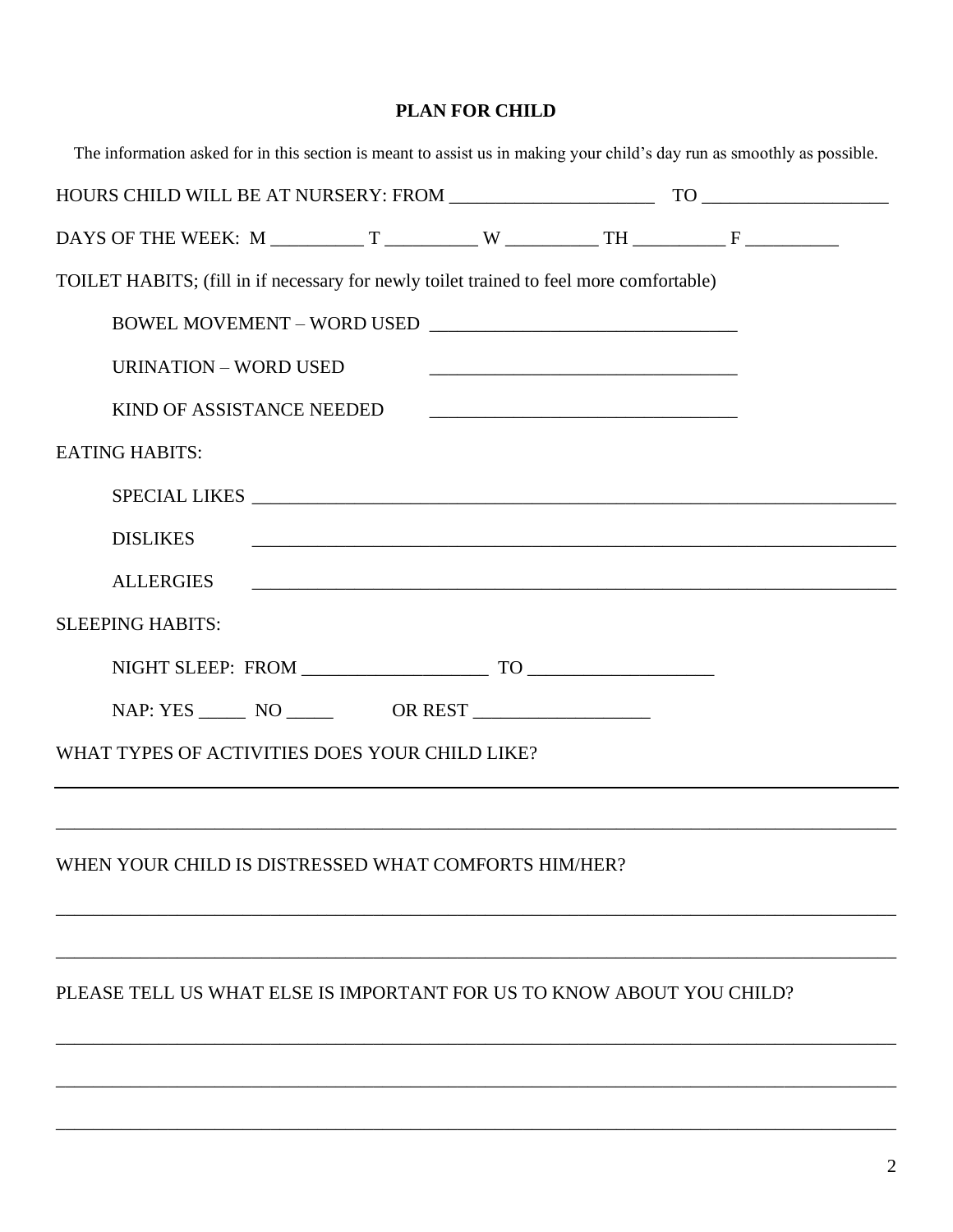## PLAN FOR CHILD

The information asked for in this section is meant to assist us in making your child's day run as smoothly as possible.

HOURS CHILD WILL BE AT NURSERY: FROM ______________________ TO ____________________

DAYS OF THE WEEK: M __________ T __________ W __________ TH __________ F __________

TOILET HABITS; (fill in if necessary for newly toilet trained to feel more comfortable)

BOWEL MOVEMENT – WORD USED _________________________________

URINATION – WORD USED _________________________________

KIND OF ASSISTANCE NEEDED _________________________________

EATING HABITS:

SPECIAL LIKES _______________________________________________________________________

DISLIKES _______________________________________________________________________

ALLERGIES _______________________________________________________________________

SLEEPING HABITS:

NIGHT SLEEP: FROM ____________________ TO ____________________

NAP: YES _____ NO _____ OR REST ___________________

WHAT TYPES OF ACTIVITIES DOES YOUR CHILD LIKE?

_______________________________________________________________________________________

_______________________________________________________________________________________

WHEN YOUR CHILD IS DISTRESSED WHAT COMFORTS HIM/HER?

_______________________________________________________________________________________

_______________________________________________________________________________________

PLEASE TELL US WHAT ELSE IS IMPORTANT FOR US TO KNOW ABOUT YOU CHILD?

_______________________________________________________________________________________

_______________________________________________________________________________________

_______________________________________________________________________________________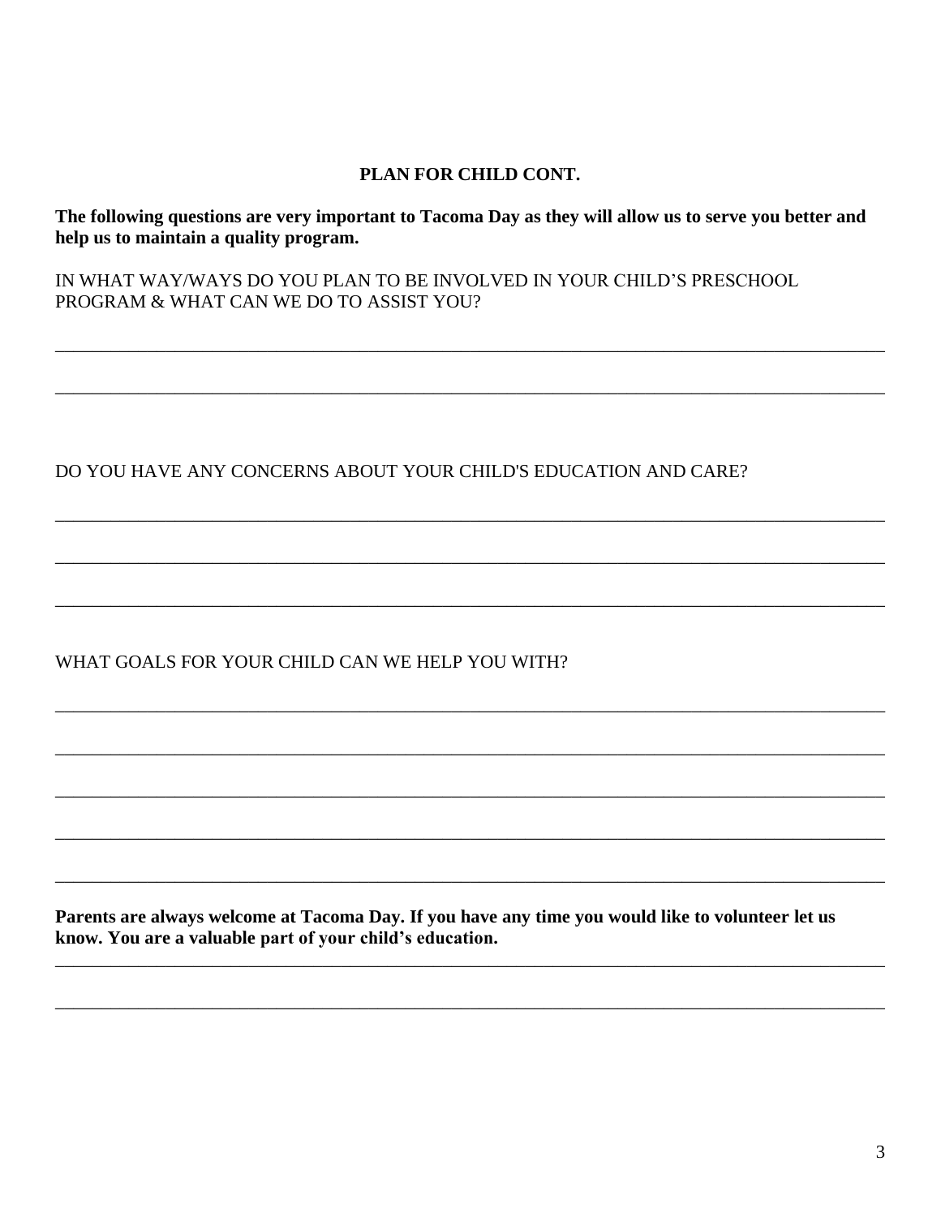## PLAN FOR CHILD CONT.

**The following questions are very important to Tacoma Day as they will allow us to serve you better and help us to maintain a quality program.**

IN WHAT WAY/WAYS DO YOU PLAN TO BE INVOLVED IN YOUR CHILD'S PRESCHOOL PROGRAM & WHAT CAN WE DO TO ASSIST YOU?

______________________________________________________________________________

______________________________________________________________________________

DO YOU HAVE ANY CONCERNS ABOUT YOUR CHILD'S EDUCATION AND CARE?

______________________________________________________________________________

______________________________________________________________________________

______________________________________________________________________________

WHAT GOALS FOR YOUR CHILD CAN WE HELP YOU WITH?

______________________________________________________________________________

______________________________________________________________________________

______________________________________________________________________________

______________________________________________________________________________

______________________________________________________________________________

**Parents are always welcome at Tacoma Day. If you have any time you would like to volunteer let us know. You are a valuable part of your child's education.**

______________________________________________________________________________

______________________________________________________________________________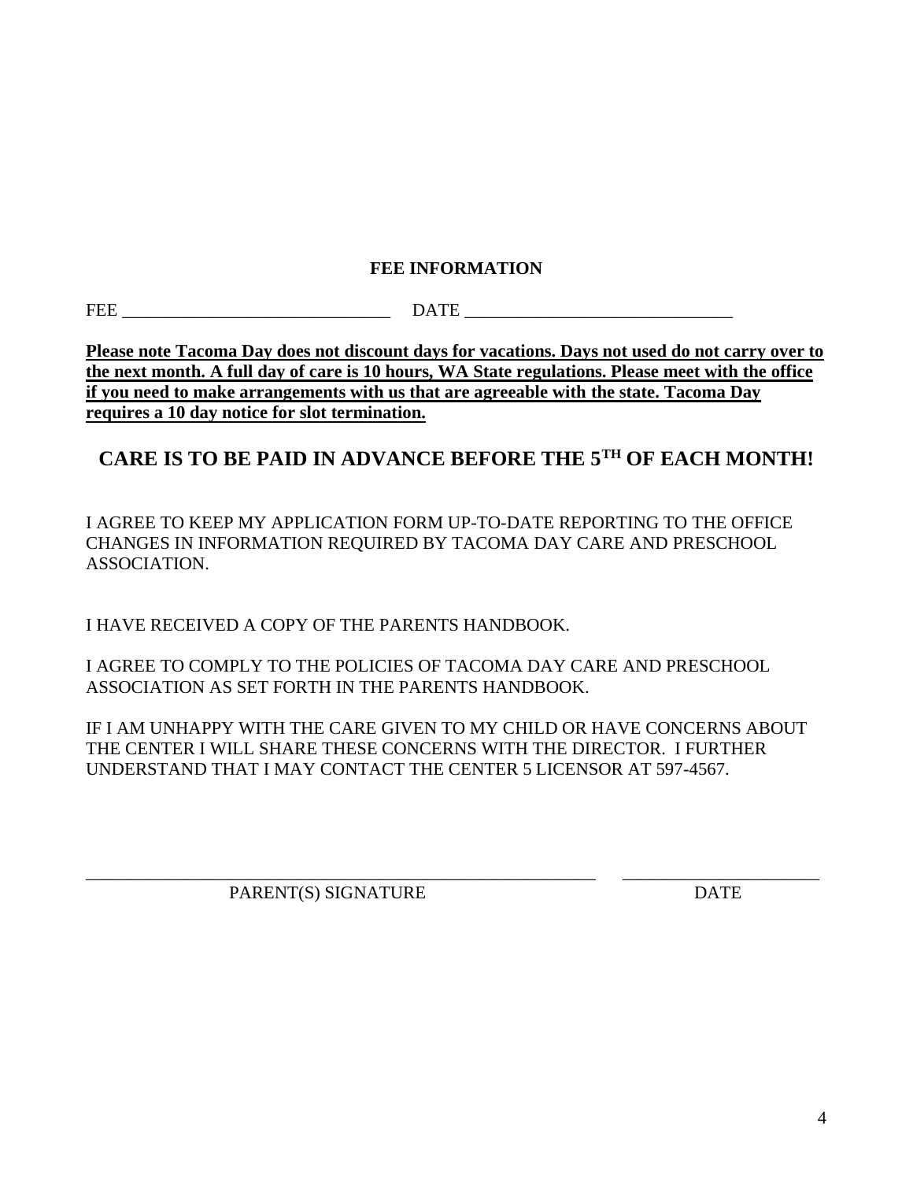## FEE INFORMATION

FEE ______________________________ DATE ______________________________

**Please note Tacoma Day does not discount days for vacations. Days not used do not carry over to the next month. A full day of care is 10 hours, WA State regulations. Please meet with the office if you need to make arrangements with us that are agreeable with the state. Tacoma Day requires a 10 day notice for slot termination.**

## CARE IS TO BE PAID IN ADVANCE BEFORE THE 5TH OF EACH MONTH!

I AGREE TO KEEP MY APPLICATION FORM UP-TO-DATE REPORTING TO THE OFFICE CHANGES IN INFORMATION REQUIRED BY TACOMA DAY CARE AND PRESCHOOL ASSOCIATION.

I HAVE RECEIVED A COPY OF THE PARENTS HANDBOOK.

I AGREE TO COMPLY TO THE POLICIES OF TACOMA DAY CARE AND PRESCHOOL ASSOCIATION AS SET FORTH IN THE PARENTS HANDBOOK.

IF I AM UNHAPPY WITH THE CARE GIVEN TO MY CHILD OR HAVE CONCERNS ABOUT THE CENTER I WILL SHARE THESE CONCERNS WITH THE DIRECTOR. I FURTHER UNDERSTAND THAT I MAY CONTACT THE CENTER 5 LICENSOR AT 597-4567.

__________________________________________________________ ______________________

PARENT(S) SIGNATURE DATE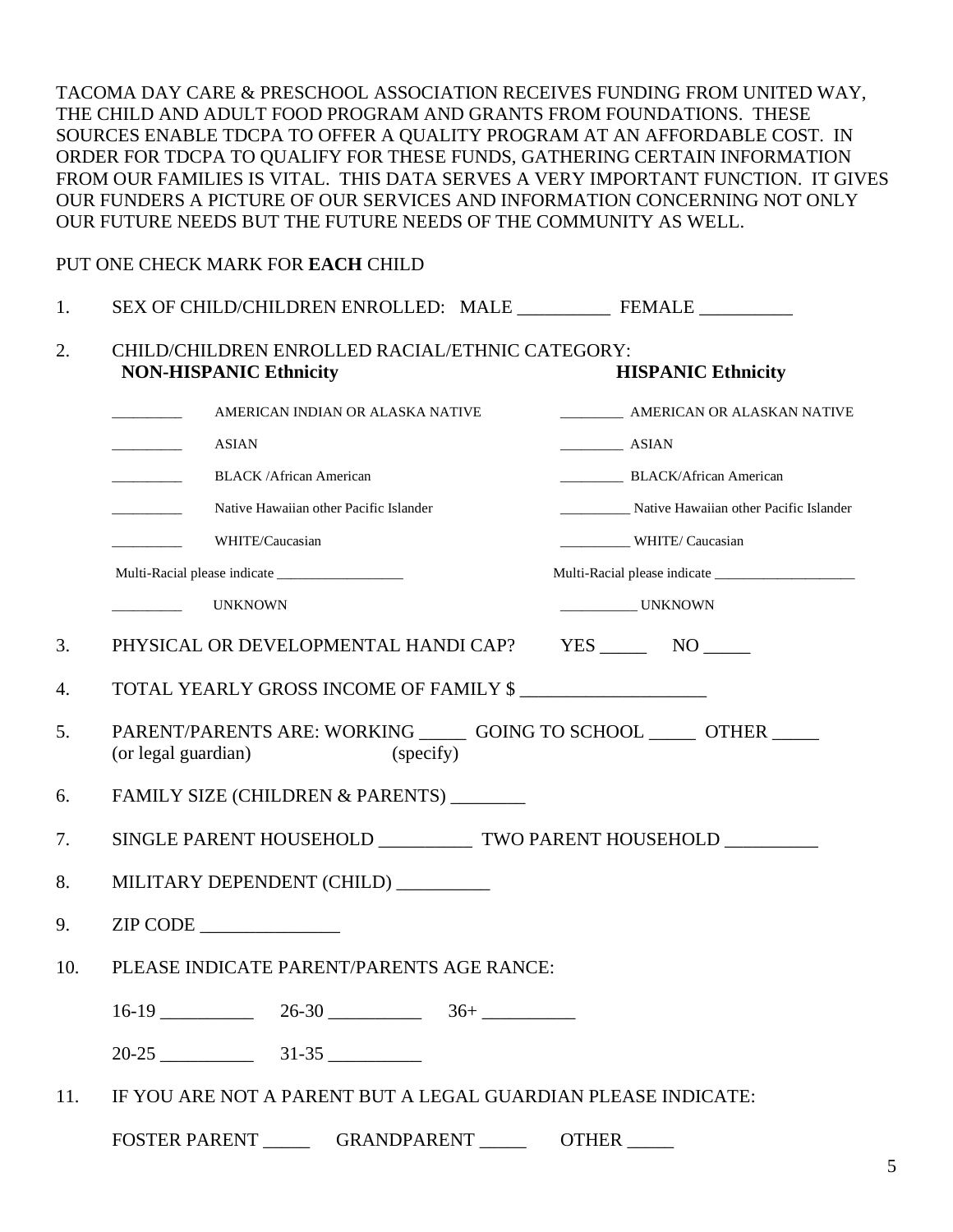TACOMA DAY CARE & PRESCHOOL ASSOCIATION RECEIVES FUNDING FROM UNITED WAY, THE CHILD AND ADULT FOOD PROGRAM AND GRANTS FROM FOUNDATIONS. THESE SOURCES ENABLE TDCPA TO OFFER A QUALITY PROGRAM AT AN AFFORDABLE COST. IN ORDER FOR TDCPA TO QUALIFY FOR THESE FUNDS, GATHERING CERTAIN INFORMATION FROM OUR FAMILIES IS VITAL. THIS DATA SERVES A VERY IMPORTANT FUNCTION. IT GIVES OUR FUNDERS A PICTURE OF OUR SERVICES AND INFORMATION CONCERNING NOT ONLY OUR FUTURE NEEDS BUT THE FUTURE NEEDS OF THE COMMUNITY AS WELL.

PUT ONE CHECK MARK FOR **EACH** CHILD

1. SEX OF CHILD/CHILDREN ENROLLED: MALE __________ FEMALE __________

2. CHILD/CHILDREN ENROLLED RACIAL/ETHNIC CATEGORY:

| **NON-HISPANIC Ethnicity** | **HISPANIC Ethnicity** |
|---|---|
| _________ AMERICAN INDIAN OR ALASKA NATIVE | _________ AMERICAN OR ALASKAN NATIVE |
| _________ ASIAN | _________ ASIAN |
| _________ BLACK /African American | _________ BLACK/African American |
| _________ Native Hawaiian other Pacific Islander | __________ Native Hawaiian other Pacific Islander |
| _________ WHITE/Caucasian | __________ WHITE/ Caucasian |
| Multi-Racial please indicate __________________ | Multi-Racial please indicate ____________________ |
| _________ UNKNOWN | ___________ UNKNOWN |

3. PHYSICAL OR DEVELOPMENTAL HANDI CAP? YES _____ NO _____

4. TOTAL YEARLY GROSS INCOME OF FAMILY $ ____________________

5. PARENT/PARENTS ARE: WORKING _____ GOING TO SCHOOL _____ OTHER _____
   (or legal guardian) (specify)

6. FAMILY SIZE (CHILDREN & PARENTS) ________

7. SINGLE PARENT HOUSEHOLD __________ TWO PARENT HOUSEHOLD __________

8. MILITARY DEPENDENT (CHILD) __________

9. ZIP CODE _______________

10. PLEASE INDICATE PARENT/PARENTS AGE RANCE:

    16-19 __________ 26-30 __________ 36+ __________

    20-25 __________ 31-35 __________

11. IF YOU ARE NOT A PARENT BUT A LEGAL GUARDIAN PLEASE INDICATE:

    FOSTER PARENT _____ GRANDPARENT _____ OTHER _____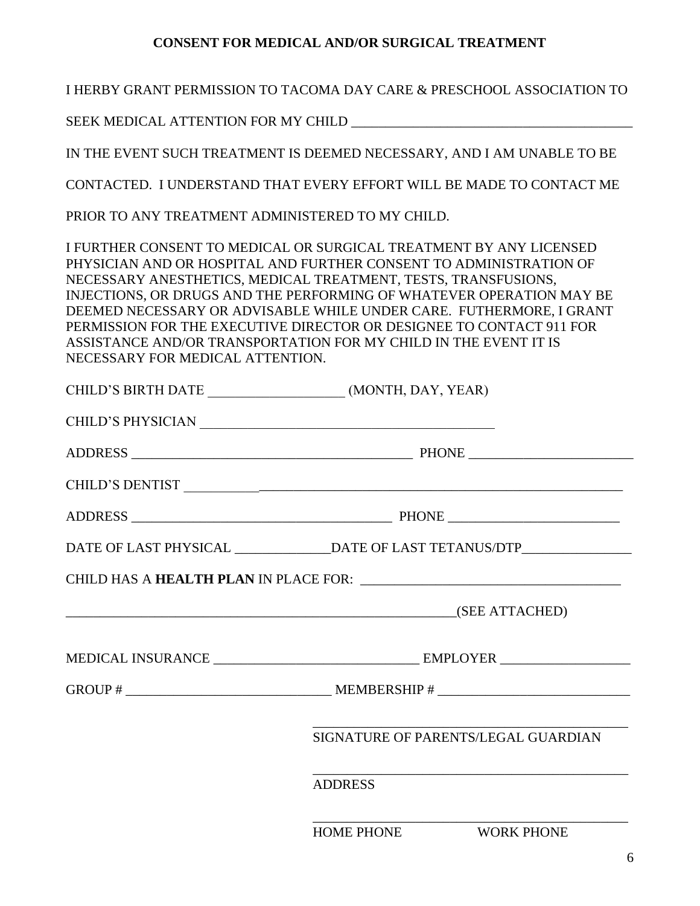## CONSENT FOR MEDICAL AND/OR SURGICAL TREATMENT

I HERBY GRANT PERMISSION TO TACOMA DAY CARE & PRESCHOOL ASSOCIATION TO SEEK MEDICAL ATTENTION FOR MY CHILD ________________________________________ IN THE EVENT SUCH TREATMENT IS DEEMED NECESSARY, AND I AM UNABLE TO BE CONTACTED. I UNDERSTAND THAT EVERY EFFORT WILL BE MADE TO CONTACT ME PRIOR TO ANY TREATMENT ADMINISTERED TO MY CHILD.

I FURTHER CONSENT TO MEDICAL OR SURGICAL TREATMENT BY ANY LICENSED PHYSICIAN AND OR HOSPITAL AND FURTHER CONSENT TO ADMINISTRATION OF NECESSARY ANESTHETICS, MEDICAL TREATMENT, TESTS, TRANSFUSIONS, INJECTIONS, OR DRUGS AND THE PERFORMING OF WHATEVER OPERATION MAY BE DEEMED NECESSARY OR ADVISABLE WHILE UNDER CARE. FUTHERMORE, I GRANT PERMISSION FOR THE EXECUTIVE DIRECTOR OR DESIGNEE TO CONTACT 911 FOR ASSISTANCE AND/OR TRANSPORTATION FOR MY CHILD IN THE EVENT IT IS NECESSARY FOR MEDICAL ATTENTION.

CHILD'S BIRTH DATE ___________________ (MONTH, DAY, YEAR)

CHILD'S PHYSICIAN __________________________________________

ADDRESS _________________________________________ PHONE ________________________

CHILD'S DENTIST ______________________________________________________________

ADDRESS ______________________________________ PHONE _________________________

DATE OF LAST PHYSICAL _____________DATE OF LAST TETANUS/DTP________________

CHILD HAS A **HEALTH PLAN** IN PLACE FOR: _____________________________________

__________________________________________________________(SEE ATTACHED)

MEDICAL INSURANCE _____________________________ EMPLOYER __________________

GROUP # _____________________________ MEMBERSHIP # ___________________________

_____________________________________________
SIGNATURE OF PARENTS/LEGAL GUARDIAN

_____________________________________________
ADDRESS

_____________________________________________
HOME PHONE WORK PHONE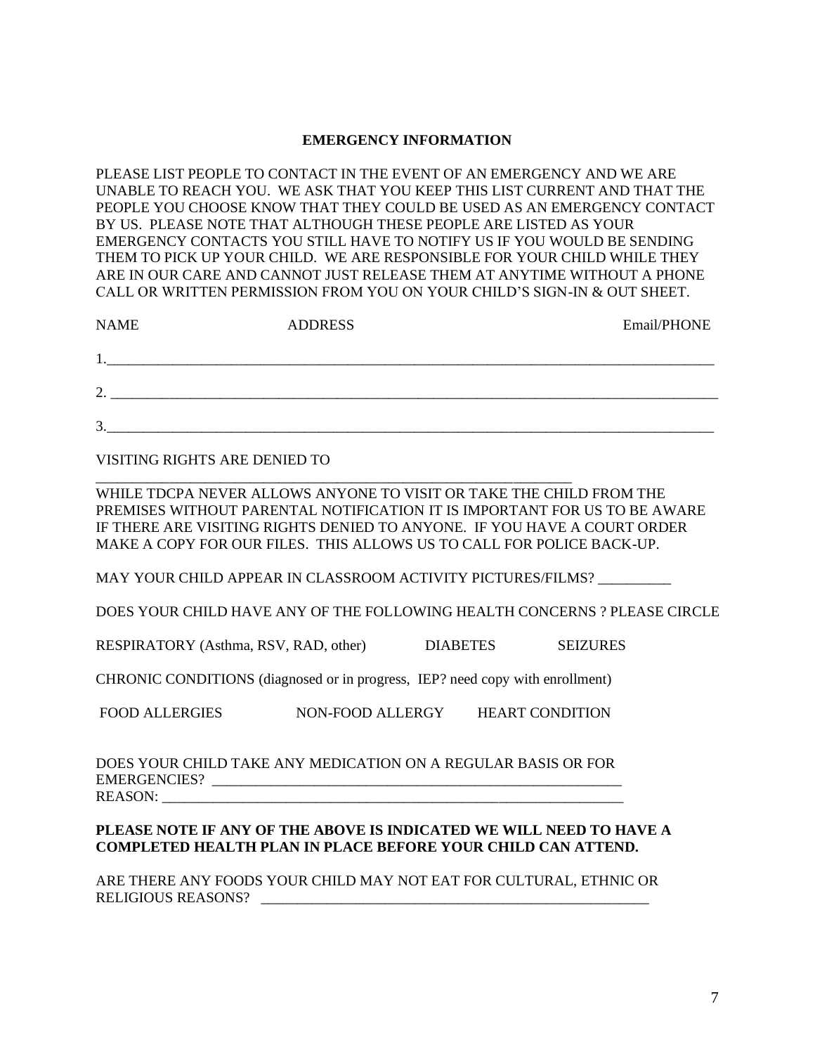## EMERGENCY INFORMATION

PLEASE LIST PEOPLE TO CONTACT IN THE EVENT OF AN EMERGENCY AND WE ARE UNABLE TO REACH YOU. WE ASK THAT YOU KEEP THIS LIST CURRENT AND THAT THE PEOPLE YOU CHOOSE KNOW THAT THEY COULD BE USED AS AN EMERGENCY CONTACT BY US. PLEASE NOTE THAT ALTHOUGH THESE PEOPLE ARE LISTED AS YOUR EMERGENCY CONTACTS YOU STILL HAVE TO NOTIFY US IF YOU WOULD BE SENDING THEM TO PICK UP YOUR CHILD. WE ARE RESPONSIBLE FOR YOUR CHILD WHILE THEY ARE IN OUR CARE AND CANNOT JUST RELEASE THEM AT ANYTIME WITHOUT A PHONE CALL OR WRITTEN PERMISSION FROM YOU ON YOUR CHILD'S SIGN-IN & OUT SHEET.

| NAME | ADDRESS | Email/PHONE |
|---|---|---|
| 1.______ | | |
| 2. ______ | | |
| 3.______ | | |

VISITING RIGHTS ARE DENIED TO ____________________________________________

WHILE TDCPA NEVER ALLOWS ANYONE TO VISIT OR TAKE THE CHILD FROM THE PREMISES WITHOUT PARENTAL NOTIFICATION IT IS IMPORTANT FOR US TO BE AWARE IF THERE ARE VISITING RIGHTS DENIED TO ANYONE. IF YOU HAVE A COURT ORDER MAKE A COPY FOR OUR FILES. THIS ALLOWS US TO CALL FOR POLICE BACK-UP.

MAY YOUR CHILD APPEAR IN CLASSROOM ACTIVITY PICTURES/FILMS? __________

DOES YOUR CHILD HAVE ANY OF THE FOLLOWING HEALTH CONCERNS ? PLEASE CIRCLE

RESPIRATORY (Asthma, RSV, RAD, other)    DIABETES    SEIZURES

CHRONIC CONDITIONS (diagnosed or in progress, IEP? need copy with enrollment)

FOOD ALLERGIES    NON-FOOD ALLERGY    HEART CONDITION

DOES YOUR CHILD TAKE ANY MEDICATION ON A REGULAR BASIS OR FOR EMERGENCIES? ____________________________________________

REASON: ____________________________________________

**PLEASE NOTE IF ANY OF THE ABOVE IS INDICATED WE WILL NEED TO HAVE A COMPLETED HEALTH PLAN IN PLACE BEFORE YOUR CHILD CAN ATTEND.**

ARE THERE ANY FOODS YOUR CHILD MAY NOT EAT FOR CULTURAL, ETHNIC OR RELIGIOUS REASONS? ____________________________________________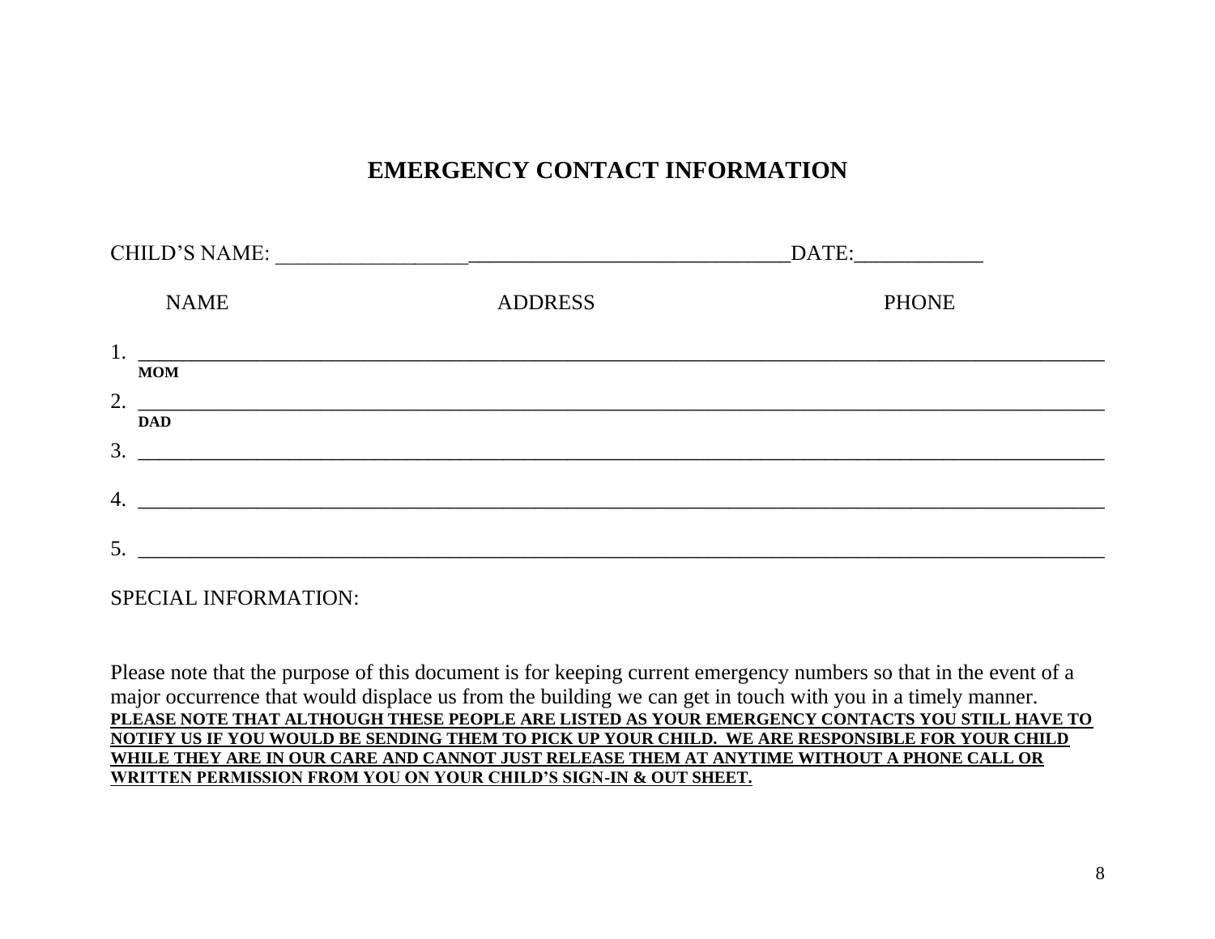# EMERGENCY CONTACT INFORMATION

CHILD'S NAME: _______________________________________________DATE:____________

NAME ADDRESS PHONE

1. ________________________________________________________________________________________
**MOM**

2. ________________________________________________________________________________________
**DAD**

3. ________________________________________________________________________________________

4. ________________________________________________________________________________________

5. ________________________________________________________________________________________

SPECIAL INFORMATION:

Please note that the purpose of this document is for keeping current emergency numbers so that in the event of a major occurrence that would displace us from the building we can get in touch with you in a timely manner. <u>**PLEASE NOTE THAT ALTHOUGH THESE PEOPLE ARE LISTED AS YOUR EMERGENCY CONTACTS YOU STILL HAVE TO NOTIFY US IF YOU WOULD BE SENDING THEM TO PICK UP YOUR CHILD. WE ARE RESPONSIBLE FOR YOUR CHILD WHILE THEY ARE IN OUR CARE AND CANNOT JUST RELEASE THEM AT ANYTIME WITHOUT A PHONE CALL OR WRITTEN PERMISSION FROM YOU ON YOUR CHILD'S SIGN-IN & OUT SHEET.**</u>